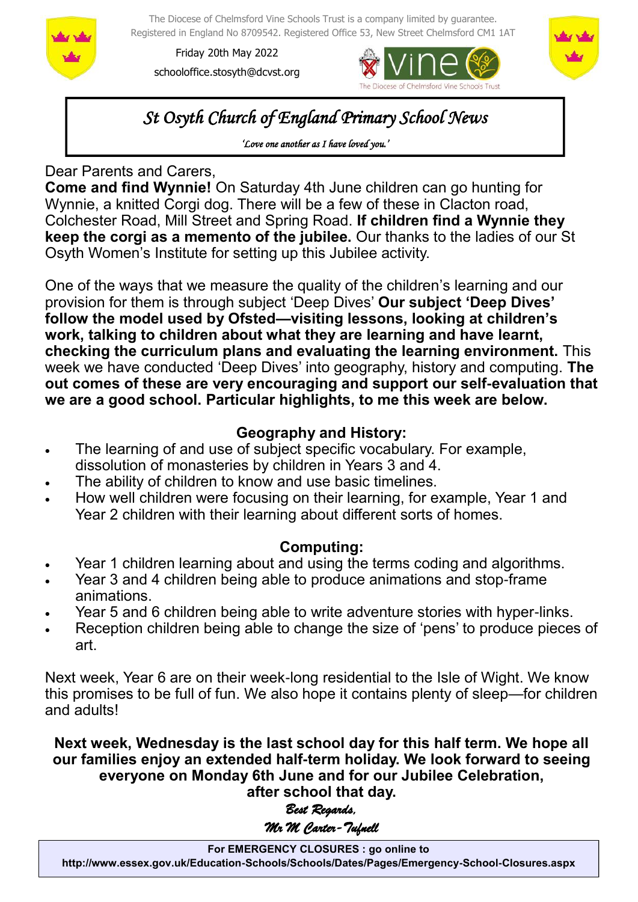The Diocese of Chelmsford Vine Schools Trust is a company limited by guarantee. Registered in England No 8709542. Registered Office 53, New Street Chelmsford CM1 1AT

Friday 20th May 2022

schooloffice.stosyth@dcvst.org

# *St Osyth Church of England Primary School News*

*'Love one another as I have loved you.'*

Dear Parents and Carers,

**Come and find Wynnie!** On Saturday 4th June children can go hunting for Wynnie, a knitted Corgi dog. There will be a few of these in Clacton road, Colchester Road, Mill Street and Spring Road. **If children find a Wynnie they keep the corgi as a memento of the jubilee.** Our thanks to the ladies of our St Osyth Women's Institute for setting up this Jubilee activity.

One of the ways that we measure the quality of the children's learning and our provision for them is through subject 'Deep Dives' **Our subject 'Deep Dives' follow the model used by Ofsted—visiting lessons, looking at children's work, talking to children about what they are learning and have learnt, checking the curriculum plans and evaluating the learning environment.** This week we have conducted 'Deep Dives' into geography, history and computing. **The out comes of these are very encouraging and support our self-evaluation that we are a good school. Particular highlights, to me this week are below.**

**Geography and History:**

- The learning of and use of subject specific vocabulary. For example, dissolution of monasteries by children in Years 3 and 4.
- The ability of children to know and use basic timelines.
- How well children were focusing on their learning, for example, Year 1 and Year 2 children with their learning about different sorts of homes.

**Computing:**

- Year 1 children learning about and using the terms coding and algorithms.
- Year 3 and 4 children being able to produce animations and stop-frame animations.
- Year 5 and 6 children being able to write adventure stories with hyper-links.
- Reception children being able to change the size of 'pens' to produce pieces of art.

Next week, Year 6 are on their week-long residential to the Isle of Wight. We know this promises to be full of fun. We also hope it contains plenty of sleep—for children and adults!

**Next week, Wednesday is the last school day for this half term. We hope all our families enjoy an extended half-term holiday. We look forward to seeing everyone on Monday 6th June and for our Jubilee Celebration, after school that day.**

*Best Regards,*

*Mr M Carter-Tufnell*

**For EMERGENCY CLOSURES : go online to http://www.essex.gov.uk/Education-Schools/Schools/Dates/Pages/Emergency-School-Closures.aspx**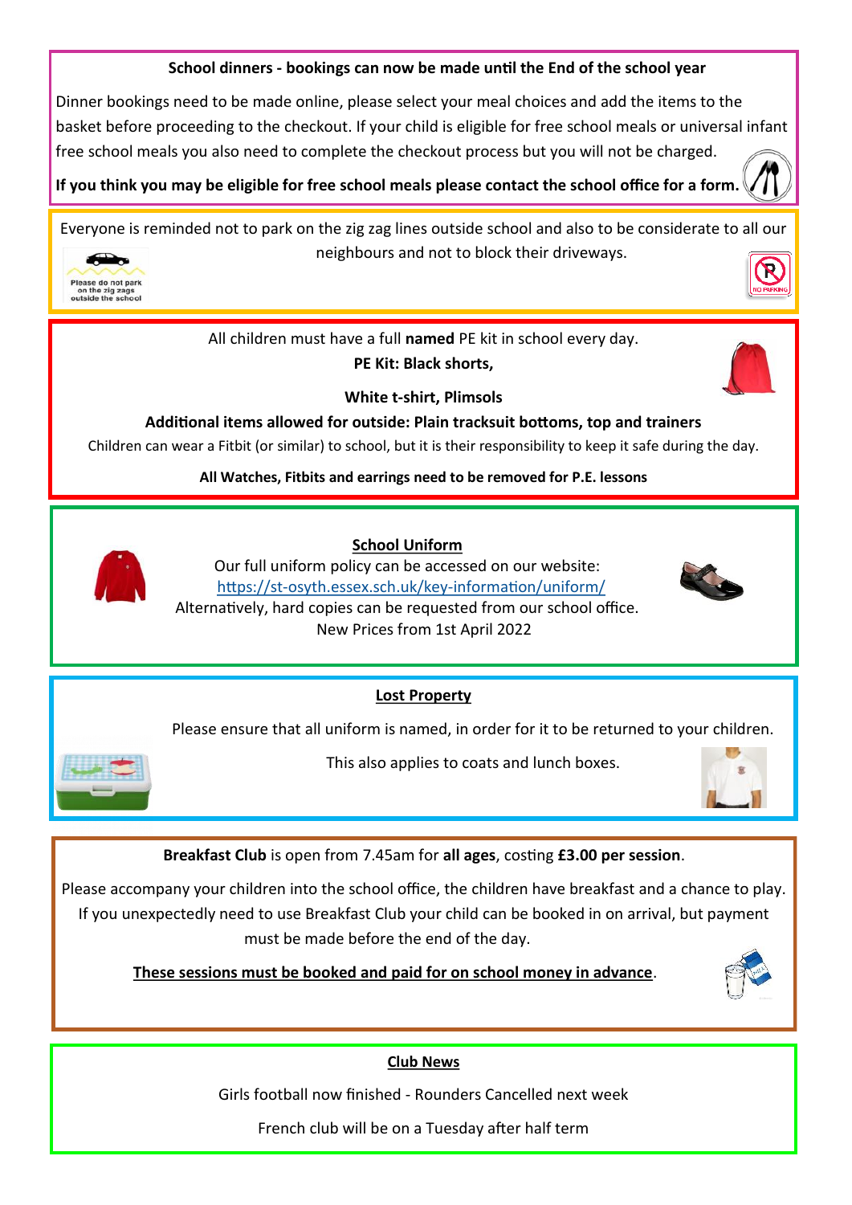**School dinners - bookings can now be made until the End of the school year**

Dinner bookings need to be made online, please select your meal choices and add the items to the basket before proceeding to the checkout. If your child is eligible for free school meals or universal infant free school meals you also need to complete the checkout process but you will not be charged.

**If you think you may be eligible for free school meals please contact the school office for a form.**

Everyone is reminded not to park on the zig zag lines outside school and also to be considerate to all our neighbours and not to block their driveways.

All children must have a full **named** PE kit in school every day.

**PE Kit: Black shorts,**

**White t-shirt, Plimsols**

**Additional items allowed for outside: Plain tracksuit bottoms, top and trainers**

Children can wear a Fitbit (or similar) to school, but it is their responsibility to keep it safe during the day.

**All Watches, Fitbits and earrings need to be removed for P.E. lessons**

## School Uniform

Our full uniform policy can be accessed on our website:
https://st-osyth.essex.sch.uk/key-information/uniform/
Alternatively, hard copies can be requested from our school office.
New Prices from 1st April 2022

## Lost Property

Please ensure that all uniform is named, in order for it to be returned to your children.

This also applies to coats and lunch boxes.

**Breakfast Club** is open from 7.45am for **all ages**, costing **£3.00 per session**.

Please accompany your children into the school office, the children have breakfast and a chance to play. If you unexpectedly need to use Breakfast Club your child can be booked in on arrival, but payment must be made before the end of the day.

**These sessions must be booked and paid for on school money in advance**.

## Club News

Girls football now finished - Rounders Cancelled next week

French club will be on a Tuesday after half term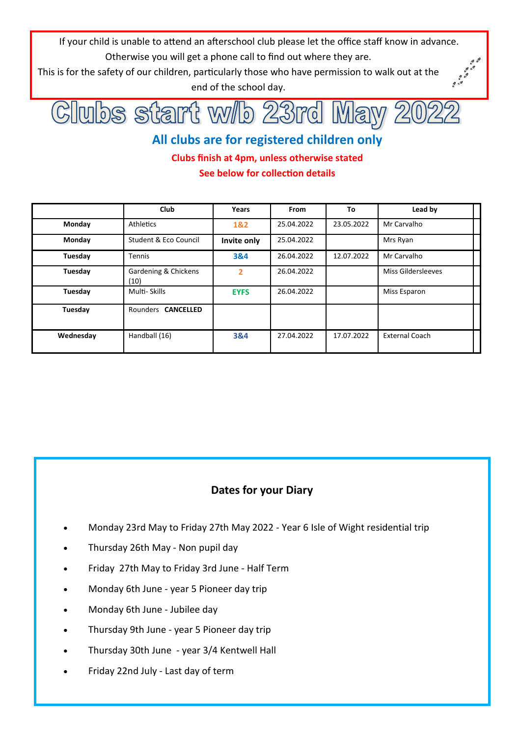If your child is unable to attend an afterschool club please let the office staff know in advance. Otherwise you will get a phone call to find out where they are.
This is for the safety of our children, particularly those who have permission to walk out at the end of the school day.

# Clubs start w/b 23rd May 2022

## All clubs are for registered children only

**Clubs finish at 4pm, unless otherwise stated**

**See below for collection details**

| | Club | Years | From | To | Lead by |
|---|---|---|---|---|---|
| **Monday** | Athletics | **1&2** | 25.04.2022 | 23.05.2022 | Mr Carvalho |
| **Monday** | Student & Eco Council | **Invite only** | 25.04.2022 | | Mrs Ryan |
| **Tuesday** | Tennis | **3&4** | 26.04.2022 | 12.07.2022 | Mr Carvalho |
| **Tuesday** | Gardening & Chickens (10) | **2** | 26.04.2022 | | Miss Gildersleeves |
| **Tuesday** | Multi- Skills | **EYFS** | 26.04.2022 | | Miss Esparon |
| **Tuesday** | Rounders **CANCELLED** | | | | |
| **Wednesday** | Handball (16) | **3&4** | 27.04.2022 | 17.07.2022 | External Coach |

## Dates for your Diary

- Monday 23rd May to Friday 27th May 2022 - Year 6 Isle of Wight residential trip
- Thursday 26th May - Non pupil day
- Friday 27th May to Friday 3rd June - Half Term
- Monday 6th June - year 5 Pioneer day trip
- Monday 6th June - Jubilee day
- Thursday 9th June - year 5 Pioneer day trip
- Thursday 30th June - year 3/4 Kentwell Hall
- Friday 22nd July - Last day of term